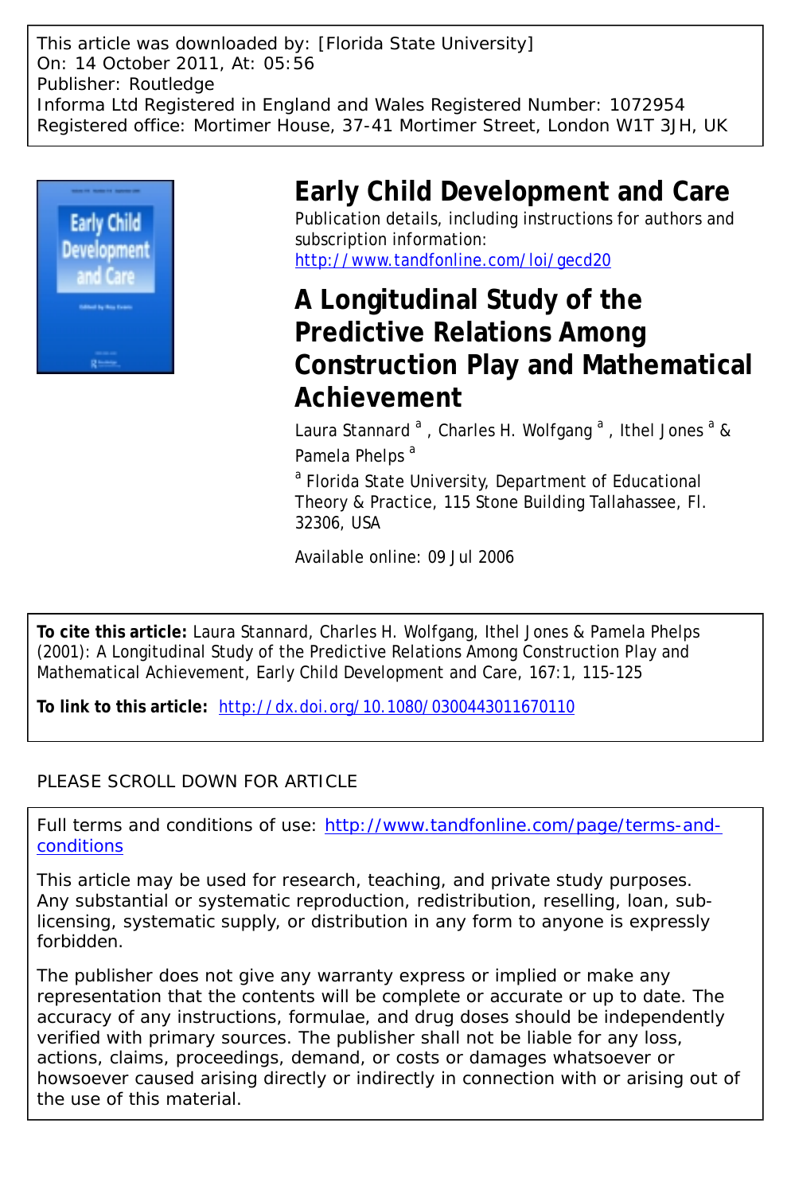This article was downloaded by: [Florida State University]
On: 14 October 2011, At: 05:56
Publisher: Routledge
Informa Ltd Registered in England and Wales Registered Number: 1072954
Registered office: Mortimer House, 37-41 Mortimer Street, London W1T 3JH, UK

# Early Child Development and Care

Publication details, including instructions for authors and subscription information:
http://www.tandfonline.com/loi/gecd20

# A Longitudinal Study of the Predictive Relations Among Construction Play and Mathematical Achievement

Laura Stannard [a] , Charles H. Wolfgang [a] , Ithel Jones [a] & Pamela Phelps [a]

[a] Florida State University, Department of Educational Theory & Practice, 115 Stone Building Tallahassee, Fl. 32306, USA

Available online: 09 Jul 2006

**To cite this article:** Laura Stannard, Charles H. Wolfgang, Ithel Jones & Pamela Phelps (2001): A Longitudinal Study of the Predictive Relations Among Construction Play and Mathematical Achievement, Early Child Development and Care, 167:1, 115-125

**To link to this article:** http://dx.doi.org/10.1080/0300443011670110

PLEASE SCROLL DOWN FOR ARTICLE

Full terms and conditions of use: http://www.tandfonline.com/page/terms-and-conditions

This article may be used for research, teaching, and private study purposes. Any substantial or systematic reproduction, redistribution, reselling, loan, sub-licensing, systematic supply, or distribution in any form to anyone is expressly forbidden.

The publisher does not give any warranty express or implied or make any representation that the contents will be complete or accurate or up to date. The accuracy of any instructions, formulae, and drug doses should be independently verified with primary sources. The publisher shall not be liable for any loss, actions, claims, proceedings, demand, or costs or damages whatsoever or howsoever caused arising directly or indirectly in connection with or arising out of the use of this material.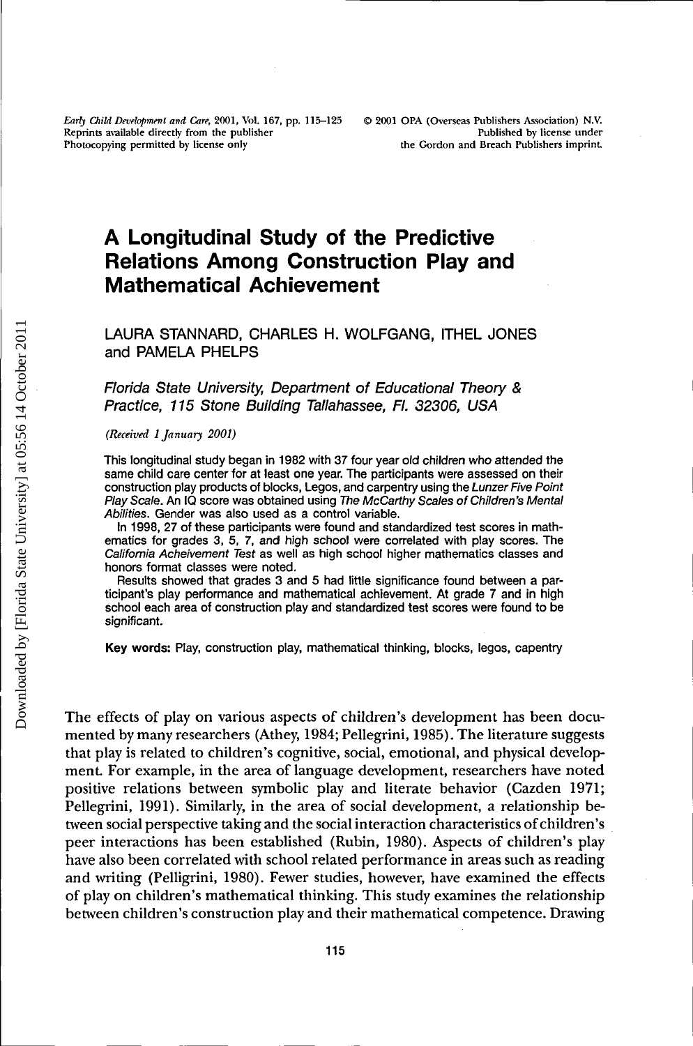# A Longitudinal Study of the Predictive Relations Among Construction Play and Mathematical Achievement

LAURA STANNARD, CHARLES H. WOLFGANG, ITHEL JONES and PAMELA PHELPS

*Florida State University, Department of Educational Theory & Practice, 115 Stone Building Tallahassee, Fl. 32306, USA*

*(Received 1 January 2001)*

This longitudinal study began in 1982 with 37 four year old children who attended the same child care center for at least one year. The participants were assessed on their construction play products of blocks, Legos, and carpentry using the *Lunzer Five Point Play Scale*. An IQ score was obtained using *The McCarthy Scales of Children's Mental Abilities*. Gender was also used as a control variable.

In 1998, 27 of these participants were found and standardized test scores in mathematics for grades 3, 5, 7, and high school were correlated with play scores. The *California Acheivement Test* as well as high school higher mathematics classes and honors format classes were noted.

Results showed that grades 3 and 5 had little significance found between a participant's play performance and mathematical achievement. At grade 7 and in high school each area of construction play and standardized test scores were found to be significant.

**Key words:** Play, construction play, mathematical thinking, blocks, legos, capentry

The effects of play on various aspects of children's development has been documented by many researchers (Athey, 1984; Pellegrini, 1985). The literature suggests that play is related to children's cognitive, social, emotional, and physical development. For example, in the area of language development, researchers have noted positive relations between symbolic play and literate behavior (Cazden 1971; Pellegrini, 1991). Similarly, in the area of social development, a relationship between social perspective taking and the social interaction characteristics of children's peer interactions has been established (Rubin, 1980). Aspects of children's play have also been correlated with school related performance in areas such as reading and writing (Pelligrini, 1980). Fewer studies, however, have examined the effects of play on children's mathematical thinking. This study examines the relationship between children's construction play and their mathematical competence. Drawing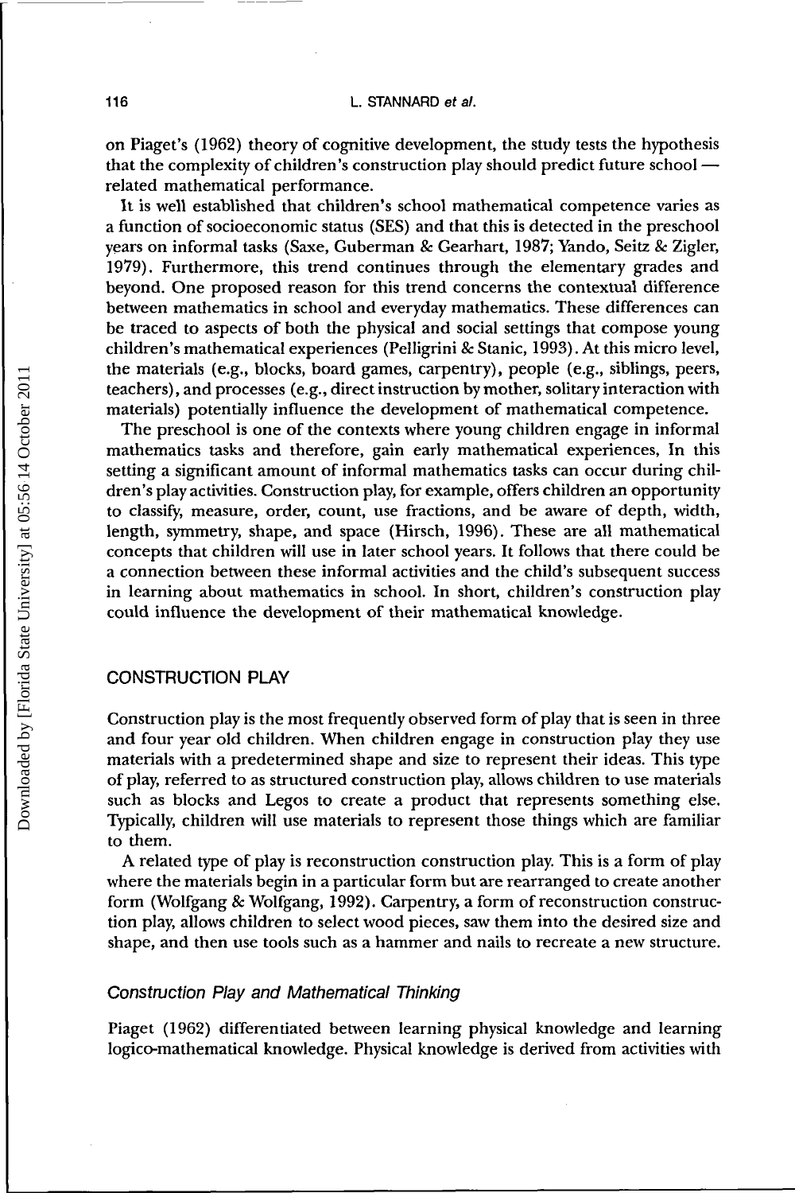on Piaget's (1962) theory of cognitive development, the study tests the hypothesis that the complexity of children's construction play should predict future school — related mathematical performance.

It is well established that children's school mathematical competence varies as a function of socioeconomic status (SES) and that this is detected in the preschool years on informal tasks (Saxe, Guberman & Gearhart, 1987; Yando, Seitz & Zigler, 1979). Furthermore, this trend continues through the elementary grades and beyond. One proposed reason for this trend concerns the contextual difference between mathematics in school and everyday mathematics. These differences can be traced to aspects of both the physical and social settings that compose young children's mathematical experiences (Pelligrini & Stanic, 1993). At this micro level, the materials (e.g., blocks, board games, carpentry), people (e.g., siblings, peers, teachers), and processes (e.g., direct instruction by mother, solitary interaction with materials) potentially influence the development of mathematical competence.

The preschool is one of the contexts where young children engage in informal mathematics tasks and therefore, gain early mathematical experiences, In this setting a significant amount of informal mathematics tasks can occur during children's play activities. Construction play, for example, offers children an opportunity to classify, measure, order, count, use fractions, and be aware of depth, width, length, symmetry, shape, and space (Hirsch, 1996). These are all mathematical concepts that children will use in later school years. It follows that there could be a connection between these informal activities and the child's subsequent success in learning about mathematics in school. In short, children's construction play could influence the development of their mathematical knowledge.

## CONSTRUCTION PLAY

Construction play is the most frequently observed form of play that is seen in three and four year old children. When children engage in construction play they use materials with a predetermined shape and size to represent their ideas. This type of play, referred to as structured construction play, allows children to use materials such as blocks and Legos to create a product that represents something else. Typically, children will use materials to represent those things which are familiar to them.

A related type of play is reconstruction construction play. This is a form of play where the materials begin in a particular form but are rearranged to create another form (Wolfgang & Wolfgang, 1992). Carpentry, a form of reconstruction construction play, allows children to select wood pieces, saw them into the desired size and shape, and then use tools such as a hammer and nails to recreate a new structure.

### *Construction Play and Mathematical Thinking*

Piaget (1962) differentiated between learning physical knowledge and learning logico-mathematical knowledge. Physical knowledge is derived from activities with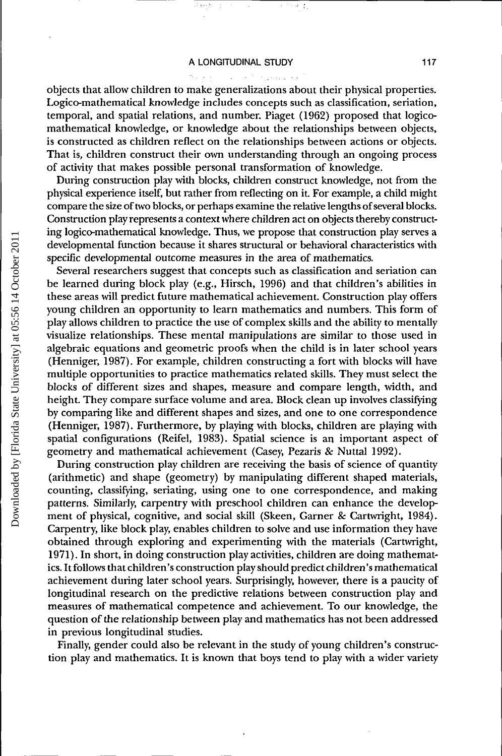objects that allow children to make generalizations about their physical properties. Logico-mathematical knowledge includes concepts such as classification, seriation, temporal, and spatial relations, and number. Piaget (1962) proposed that logico-mathematical knowledge, or knowledge about the relationships between objects, is constructed as children reflect on the relationships between actions or objects. That is, children construct their own understanding through an ongoing process of activity that makes possible personal transformation of knowledge.

During construction play with blocks, children construct knowledge, not from the physical experience itself, but rather from reflecting on it. For example, a child might compare the size of two blocks, or perhaps examine the relative lengths of several blocks. Construction play represents a context where children act on objects thereby constructing logico-mathematical knowledge. Thus, we propose that construction play serves a developmental function because it shares structural or behavioral characteristics with specific developmental outcome measures in the area of mathematics.

Several researchers suggest that concepts such as classification and seriation can be learned during block play (e.g., Hirsch, 1996) and that children's abilities in these areas will predict future mathematical achievement. Construction play offers young children an opportunity to learn mathematics and numbers. This form of play allows children to practice the use of complex skills and the ability to mentally visualize relationships. These mental manipulations are similar to those used in algebraic equations and geometric proofs when the child is in later school years (Henniger, 1987). For example, children constructing a fort with blocks will have multiple opportunities to practice mathematics related skills. They must select the blocks of different sizes and shapes, measure and compare length, width, and height. They compare surface volume and area. Block clean up involves classifying by comparing like and different shapes and sizes, and one to one correspondence (Henniger, 1987). Furthermore, by playing with blocks, children are playing with spatial configurations (Reifel, 1983). Spatial science is an important aspect of geometry and mathematical achievement (Casey, Pezaris & Nuttal 1992).

During construction play children are receiving the basis of science of quantity (arithmetic) and shape (geometry) by manipulating different shaped materials, counting, classifying, seriating, using one to one correspondence, and making patterns. Similarly, carpentry with preschool children can enhance the development of physical, cognitive, and social skill (Skeen, Garner & Cartwright, 1984). Carpentry, like block play, enables children to solve and use information they have obtained through exploring and experimenting with the materials (Cartwright, 1971). In short, in doing construction play activities, children are doing mathematics. It follows that children's construction play should predict children's mathematical achievement during later school years. Surprisingly, however, there is a paucity of longitudinal research on the predictive relations between construction play and measures of mathematical competence and achievement. To our knowledge, the question of the relationship between play and mathematics has not been addressed in previous longitudinal studies.

Finally, gender could also be relevant in the study of young children's construction play and mathematics. It is known that boys tend to play with a wider variety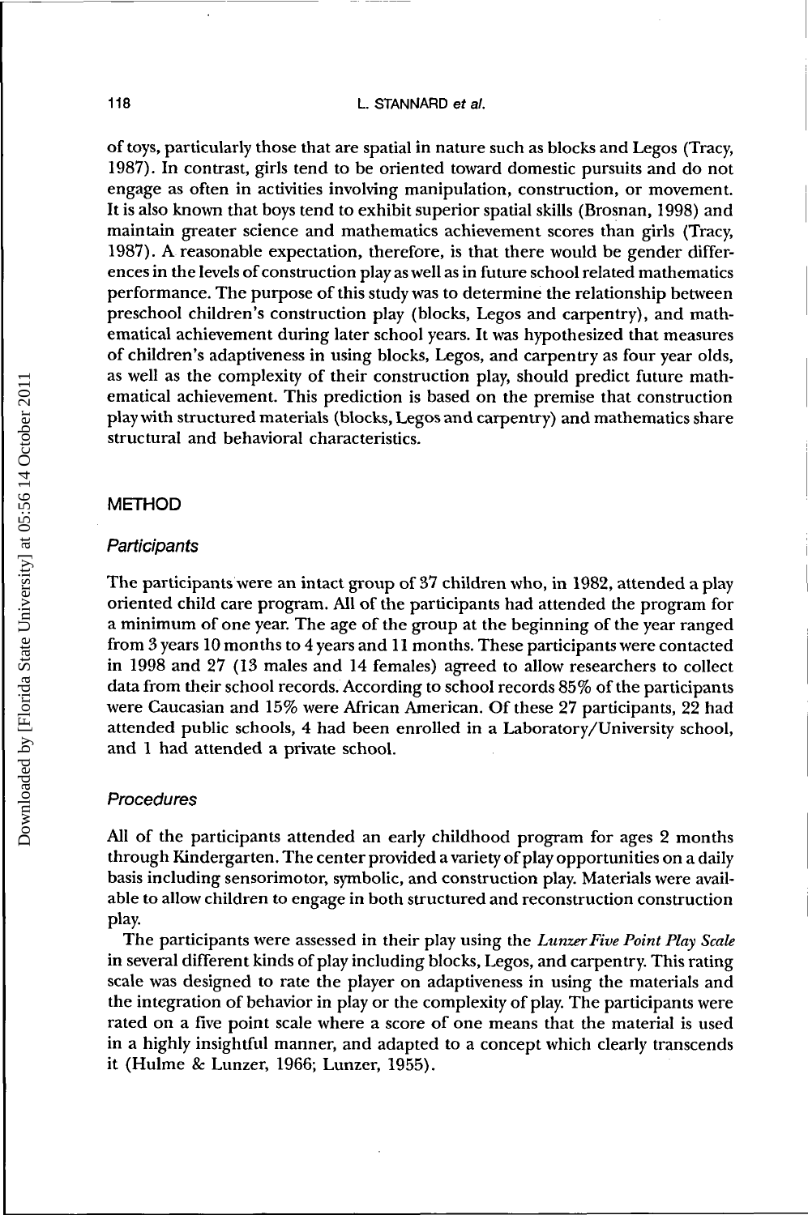of toys, particularly those that are spatial in nature such as blocks and Legos (Tracy, 1987). In contrast, girls tend to be oriented toward domestic pursuits and do not engage as often in activities involving manipulation, construction, or movement. It is also known that boys tend to exhibit superior spatial skills (Brosnan, 1998) and maintain greater science and mathematics achievement scores than girls (Tracy, 1987). A reasonable expectation, therefore, is that there would be gender differences in the levels of construction play as well as in future school related mathematics performance. The purpose of this study was to determine the relationship between preschool children's construction play (blocks, Legos and carpentry), and mathematical achievement during later school years. It was hypothesized that measures of children's adaptiveness in using blocks, Legos, and carpentry as four year olds, as well as the complexity of their construction play, should predict future mathematical achievement. This prediction is based on the premise that construction play with structured materials (blocks, Legos and carpentry) and mathematics share structural and behavioral characteristics.

## METHOD

### *Participants*

The participants were an intact group of 37 children who, in 1982, attended a play oriented child care program. All of the participants had attended the program for a minimum of one year. The age of the group at the beginning of the year ranged from 3 years 10 months to 4 years and 11 months. These participants were contacted in 1998 and 27 (13 males and 14 females) agreed to allow researchers to collect data from their school records. According to school records 85% of the participants were Caucasian and 15% were African American. Of these 27 participants, 22 had attended public schools, 4 had been enrolled in a Laboratory/University school, and 1 had attended a private school.

### *Procedures*

All of the participants attended an early childhood program for ages 2 months through Kindergarten. The center provided a variety of play opportunities on a daily basis including sensorimotor, symbolic, and construction play. Materials were available to allow children to engage in both structured and reconstruction construction play.

The participants were assessed in their play using the *Lunzer Five Point Play Scale* in several different kinds of play including blocks, Legos, and carpentry. This rating scale was designed to rate the player on adaptiveness in using the materials and the integration of behavior in play or the complexity of play. The participants were rated on a five point scale where a score of one means that the material is used in a highly insightful manner, and adapted to a concept which clearly transcends it (Hulme & Lunzer, 1966; Lunzer, 1955).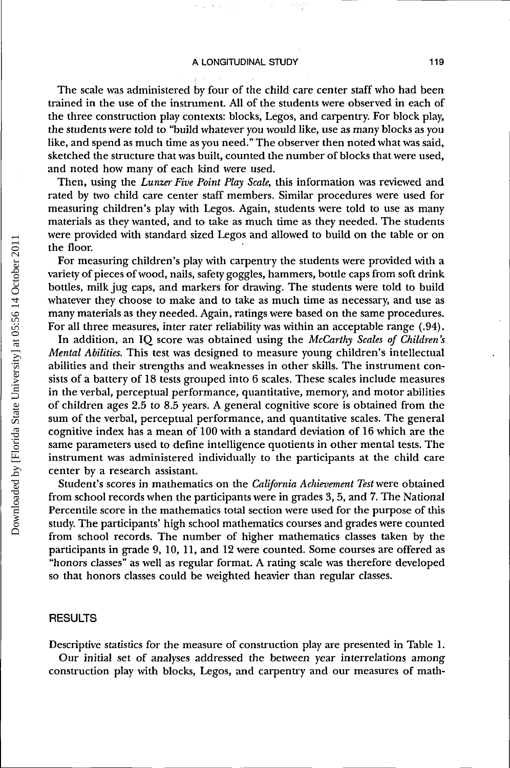The scale was administered by four of the child care center staff who had been trained in the use of the instrument. All of the students were observed in each of the three construction play contexts: blocks, Legos, and carpentry. For block play, the students were told to "build whatever you would like, use as many blocks as you like, and spend as much time as you need." The observer then noted what was said, sketched the structure that was built, counted the number of blocks that were used, and noted how many of each kind were used.

Then, using the *Lunzer Five Point Play Scale*, this information was reviewed and rated by two child care center staff members. Similar procedures were used for measuring children's play with Legos. Again, students were told to use as many materials as they wanted, and to take as much time as they needed. The students were provided with standard sized Legos and allowed to build on the table or on the floor.

For measuring children's play with carpentry the students were provided with a variety of pieces of wood, nails, safety goggles, hammers, bottle caps from soft drink bottles, milk jug caps, and markers for drawing. The students were told to build whatever they choose to make and to take as much time as necessary, and use as many materials as they needed. Again, ratings were based on the same procedures. For all three measures, inter rater reliability was within an acceptable range (.94).

In addition, an IQ score was obtained using the *McCarthy Scales of Children's Mental Abilities.* This test was designed to measure young children's intellectual abilities and their strengths and weaknesses in other skills. The instrument consists of a battery of 18 tests grouped into 6 scales. These scales include measures in the verbal, perceptual performance, quantitative, memory, and motor abilities of children ages 2.5 to 8.5 years. A general cognitive score is obtained from the sum of the verbal, perceptual performance, and quantitative scales. The general cognitive index has a mean of 100 with a standard deviation of 16 which are the same parameters used to define intelligence quotients in other mental tests. The instrument was administered individually to the participants at the child care center by a research assistant.

Student's scores in mathematics on the *California Achievement Test* were obtained from school records when the participants were in grades 3, 5, and 7. The National Percentile score in the mathematics total section were used for the purpose of this study. The participants' high school mathematics courses and grades were counted from school records. The number of higher mathematics classes taken by the participants in grade 9, 10, 11, and 12 were counted. Some courses are offered as "honors classes" as well as regular format. A rating scale was therefore developed so that honors classes could be weighted heavier than regular classes.

## RESULTS

Descriptive statistics for the measure of construction play are presented in Table 1.

Our initial set of analyses addressed the between year interrelations among construction play with blocks, Legos, and carpentry and our measures of math-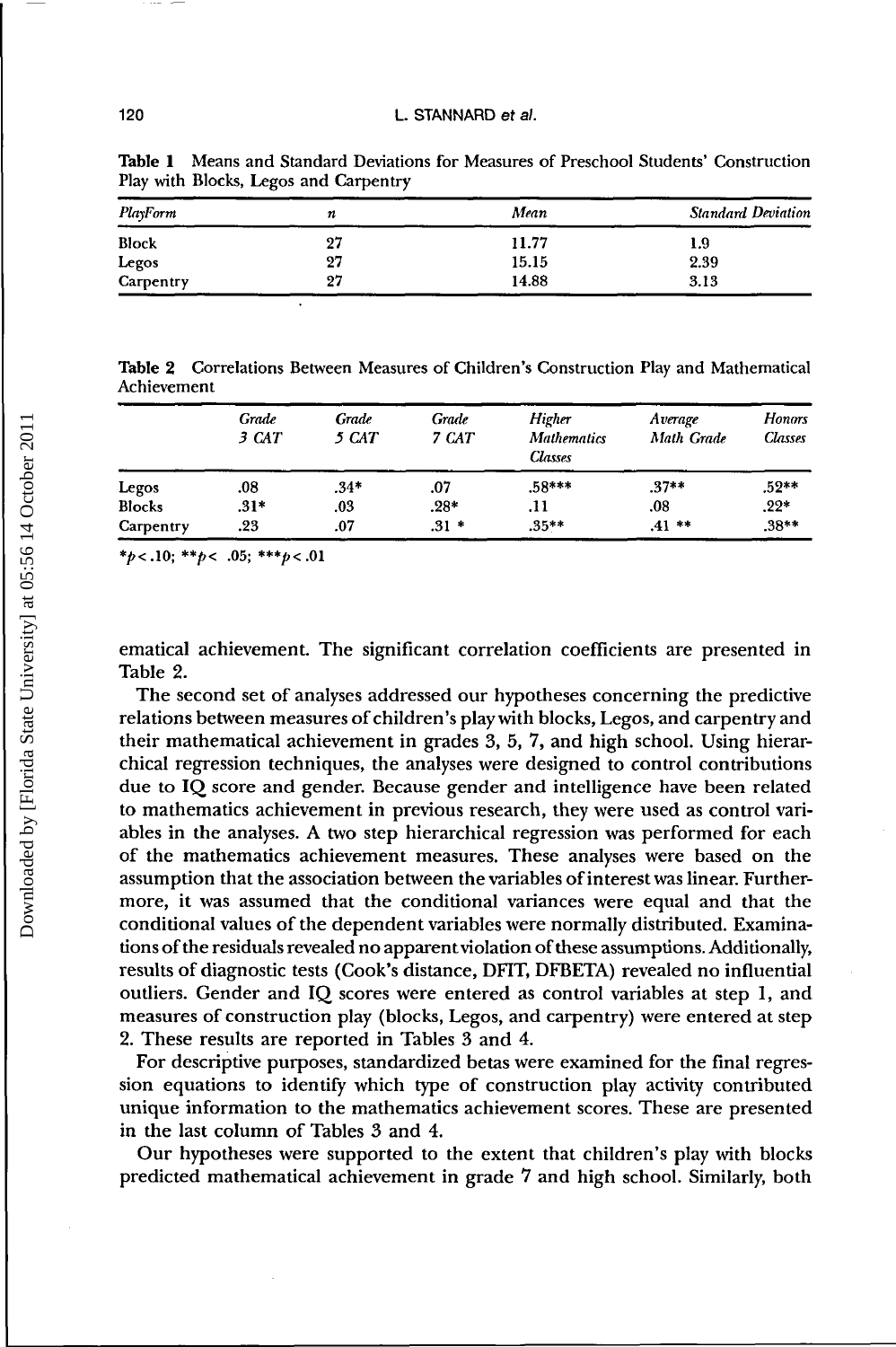**Table 1** Means and Standard Deviations for Measures of Preschool Students' Construction Play with Blocks, Legos and Carpentry

| *PlayForm* | *n* | *Mean* | *Standard Deviation* |
|---|---|---|---|
| Block | 27 | 11.77 | 1.9 |
| Legos | 27 | 15.15 | 2.39 |
| Carpentry | 27 | 14.88 | 3.13 |

**Table 2** Correlations Between Measures of Children's Construction Play and Mathematical Achievement

| | *Grade 3 CAT* | *Grade 5 CAT* | *Grade 7 CAT* | *Higher Mathematics Classes* | *Average Math Grade* | *Honors Classes* |
|---|---|---|---|---|---|---|
| Legos | .08 | .34* | .07 | .58*** | .37** | .52** |
| Blocks | .31* | .03 | .28* | .11 | .08 | .22* |
| Carpentry | .23 | .07 | .31 * | .35** | .41 ** | .38** |

*$p < .10$; **$p < .05$; ***$p < .01$

ematical achievement. The significant correlation coefficients are presented in Table 2.

The second set of analyses addressed our hypotheses concerning the predictive relations between measures of children's play with blocks, Legos, and carpentry and their mathematical achievement in grades 3, 5, 7, and high school. Using hierarchical regression techniques, the analyses were designed to control contributions due to IQ score and gender. Because gender and intelligence have been related to mathematics achievement in previous research, they were used as control variables in the analyses. A two step hierarchical regression was performed for each of the mathematics achievement measures. These analyses were based on the assumption that the association between the variables of interest was linear. Furthermore, it was assumed that the conditional variances were equal and that the conditional values of the dependent variables were normally distributed. Examinations of the residuals revealed no apparent violation of these assumptions. Additionally, results of diagnostic tests (Cook's distance, DFIT, DFBETA) revealed no influential outliers. Gender and IQ scores were entered as control variables at step 1, and measures of construction play (blocks, Legos, and carpentry) were entered at step 2. These results are reported in Tables 3 and 4.

For descriptive purposes, standardized betas were examined for the final regression equations to identify which type of construction play activity contributed unique information to the mathematics achievement scores. These are presented in the last column of Tables 3 and 4.

Our hypotheses were supported to the extent that children's play with blocks predicted mathematical achievement in grade 7 and high school. Similarly, both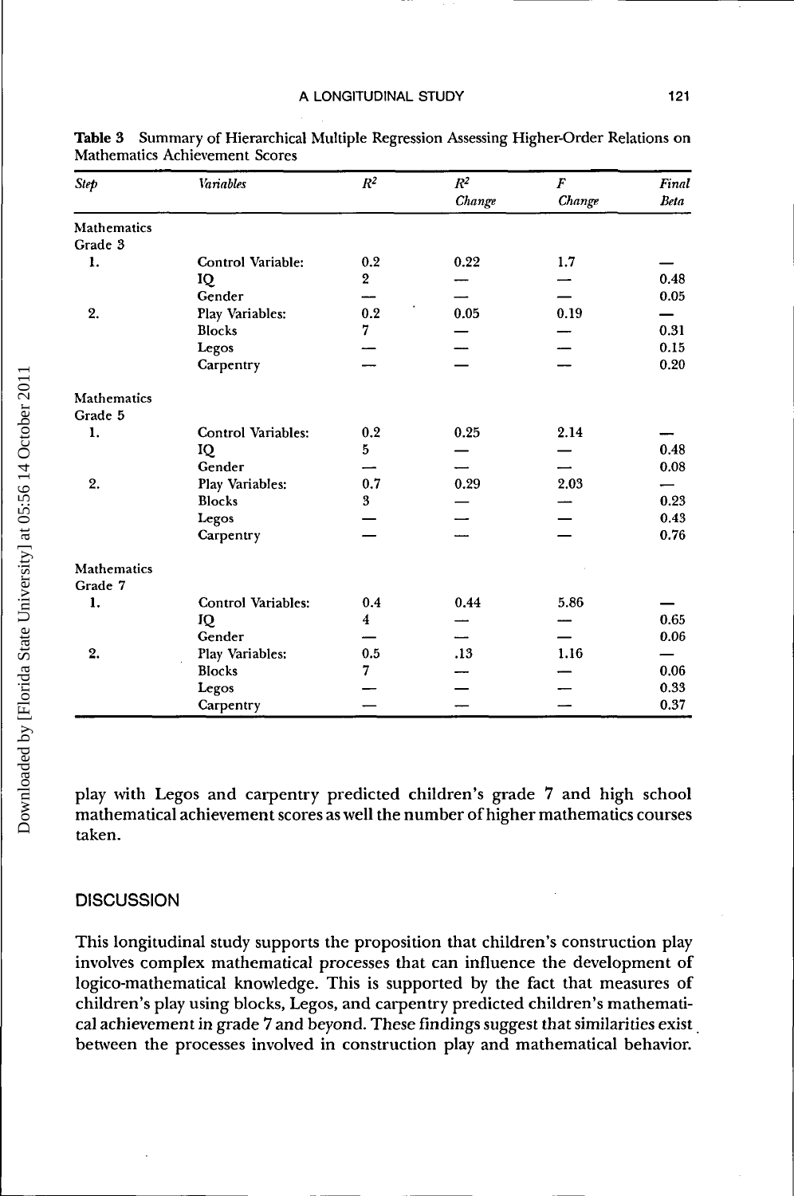**Table 3** Summary of Hierarchical Multiple Regression Assessing Higher-Order Relations on Mathematics Achievement Scores

| *Step* | *Variables* | $R^2$ | $R^2$ *Change* | *F Change* | *Final Beta* |
|---|---|---|---|---|---|
| Mathematics Grade 3 | | | | | |
| 1. | Control Variable: | 0.2 | 0.22 | 1.7 | — |
| | IQ | 2 | — | — | 0.48 |
| | Gender | — | — | — | 0.05 |
| 2. | Play Variables: | 0.2 | 0.05 | 0.19 | — |
| | Blocks | 7 | — | — | 0.31 |
| | Legos | — | — | — | 0.15 |
| | Carpentry | — | — | — | 0.20 |
| Mathematics Grade 5 | | | | | |
| 1. | Control Variables: | 0.2 | 0.25 | 2.14 | — |
| | IQ | 5 | — | — | 0.48 |
| | Gender | — | — | — | 0.08 |
| 2. | Play Variables: | 0.7 | 0.29 | 2.03 | — |
| | Blocks | 3 | — | — | 0.23 |
| | Legos | — | — | — | 0.43 |
| | Carpentry | — | — | — | 0.76 |
| Mathematics Grade 7 | | | | | |
| 1. | Control Variables: | 0.4 | 0.44 | 5.86 | — |
| | IQ | 4 | — | — | 0.65 |
| | Gender | — | — | — | 0.06 |
| 2. | Play Variables: | 0.5 | .13 | 1.16 | — |
| | Blocks | 7 | — | — | 0.06 |
| | Legos | — | — | — | 0.33 |
| | Carpentry | — | — | — | 0.37 |

play with Legos and carpentry predicted children's grade 7 and high school mathematical achievement scores as well the number of higher mathematics courses taken.

## DISCUSSION

This longitudinal study supports the proposition that children's construction play involves complex mathematical processes that can influence the development of logico-mathematical knowledge. This is supported by the fact that measures of children's play using blocks, Legos, and carpentry predicted children's mathematical achievement in grade 7 and beyond. These findings suggest that similarities exist between the processes involved in construction play and mathematical behavior.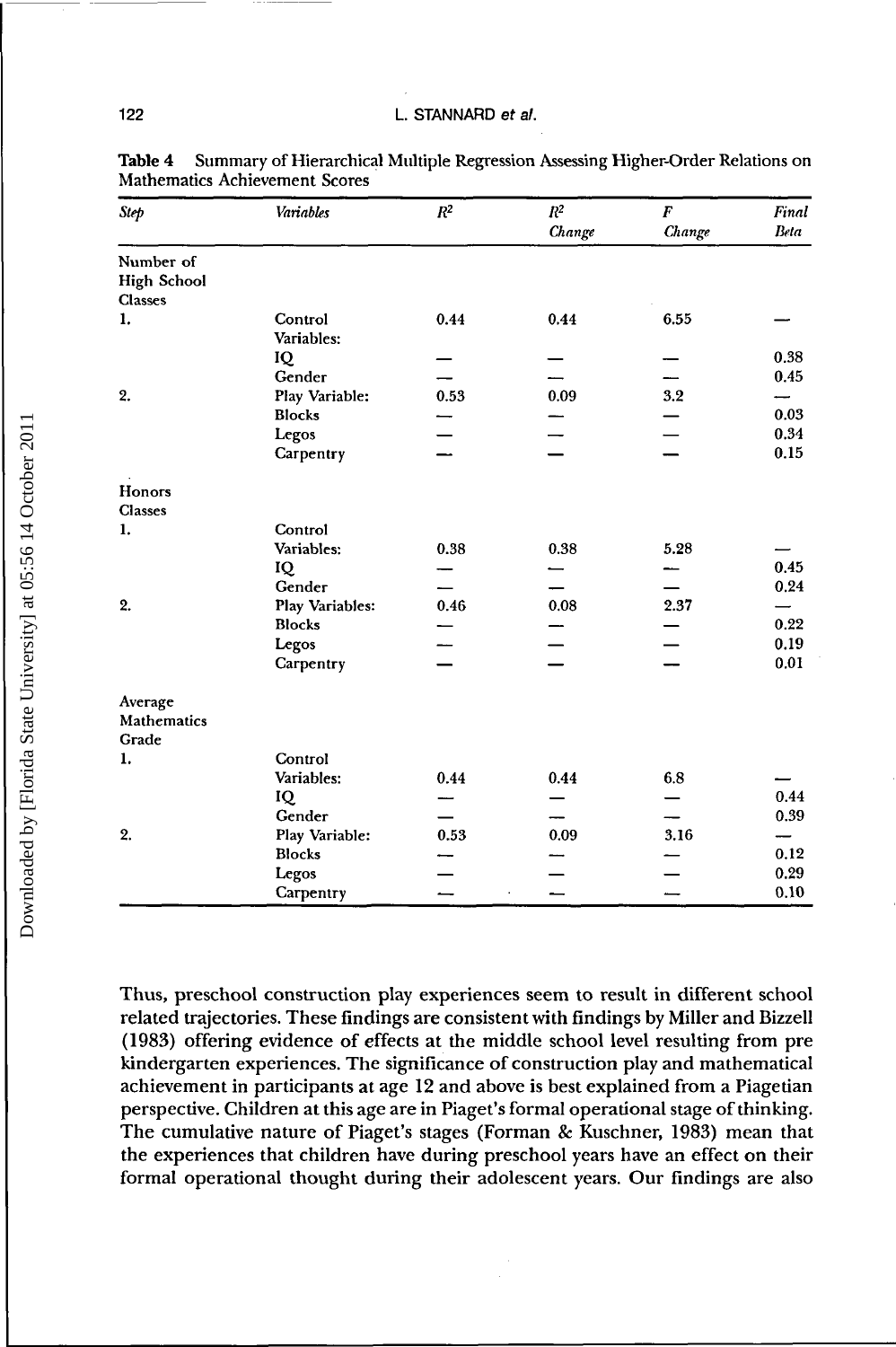**Table 4** Summary of Hierarchical Multiple Regression Assessing Higher-Order Relations on Mathematics Achievement Scores

| *Step* | *Variables* | $R^2$ | $R^2$ *Change* | *F Change* | *Final Beta* |
|---|---|---|---|---|---|
| Number of High School Classes | | | | | |
| 1. | Control Variables: | 0.44 | 0.44 | 6.55 | — |
| | IQ | — | — | — | 0.38 |
| | Gender | — | — | — | 0.45 |
| 2. | Play Variable: | 0.53 | 0.09 | 3.2 | — |
| | Blocks | — | — | — | 0.03 |
| | Legos | — | — | — | 0.34 |
| | Carpentry | — | — | — | 0.15 |
| Honors Classes | | | | | |
| 1. | Control Variables: | 0.38 | 0.38 | 5.28 | — |
| | IQ | — | — | — | 0.45 |
| | Gender | — | — | — | 0.24 |
| 2. | Play Variables: | 0.46 | 0.08 | 2.37 | — |
| | Blocks | — | — | — | 0.22 |
| | Legos | — | — | — | 0.19 |
| | Carpentry | — | — | — | 0.01 |
| Average Mathematics Grade | | | | | |
| 1. | Control Variables: | 0.44 | 0.44 | 6.8 | — |
| | IQ | — | — | — | 0.44 |
| | Gender | — | — | — | 0.39 |
| 2. | Play Variable: | 0.53 | 0.09 | 3.16 | — |
| | Blocks | — | — | — | 0.12 |
| | Legos | — | — | — | 0.29 |
| | Carpentry | — | — | — | 0.10 |

Thus, preschool construction play experiences seem to result in different school related trajectories. These findings are consistent with findings by Miller and Bizzell (1983) offering evidence of effects at the middle school level resulting from pre kindergarten experiences. The significance of construction play and mathematical achievement in participants at age 12 and above is best explained from a Piagetian perspective. Children at this age are in Piaget's formal operational stage of thinking. The cumulative nature of Piaget's stages (Forman & Kuschner, 1983) mean that the experiences that children have during preschool years have an effect on their formal operational thought during their adolescent years. Our findings are also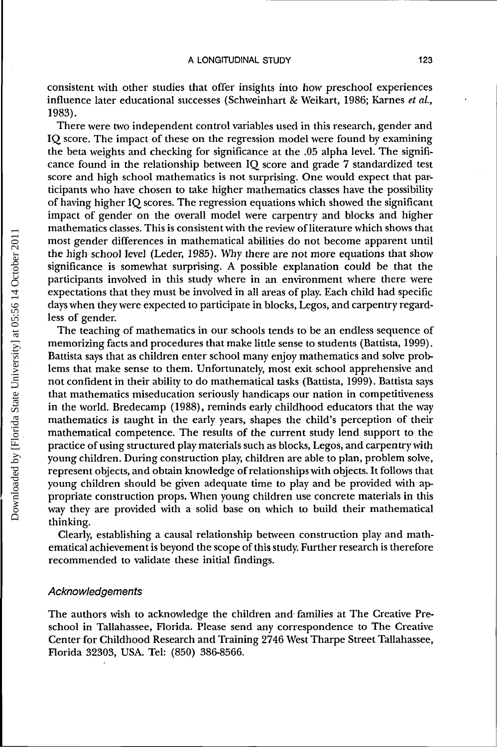consistent with other studies that offer insights into how preschool experiences influence later educational successes (Schweinhart & Weikart, 1986; Karnes *et al.*, 1983).

There were two independent control variables used in this research, gender and IQ score. The impact of these on the regression model were found by examining the beta weights and checking for significance at the .05 alpha level. The significance found in the relationship between IQ score and grade 7 standardized test score and high school mathematics is not surprising. One would expect that participants who have chosen to take higher mathematics classes have the possibility of having higher IQ scores. The regression equations which showed the significant impact of gender on the overall model were carpentry and blocks and higher mathematics classes. This is consistent with the review of literature which shows that most gender differences in mathematical abilities do not become apparent until the high school level (Leder, 1985). Why there are not more equations that show significance is somewhat surprising. A possible explanation could be that the participants involved in this study where in an environment where there were expectations that they must be involved in all areas of play. Each child had specific days when they were expected to participate in blocks, Legos, and carpentry regardless of gender.

The teaching of mathematics in our schools tends to be an endless sequence of memorizing facts and procedures that make little sense to students (Battista, 1999). Battista says that as children enter school many enjoy mathematics and solve problems that make sense to them. Unfortunately, most exit school apprehensive and not confident in their ability to do mathematical tasks (Battista, 1999). Battista says that mathematics miseducation seriously handicaps our nation in competitiveness in the world. Bredecamp (1988), reminds early childhood educators that the way mathematics is taught in the early years, shapes the child's perception of their mathematical competence. The results of the current study lend support to the practice of using structured play materials such as blocks, Legos, and carpentry with young children. During construction play, children are able to plan, problem solve, represent objects, and obtain knowledge of relationships with objects. It follows that young children should be given adequate time to play and be provided with appropriate construction props. When young children use concrete materials in this way they are provided with a solid base on which to build their mathematical thinking.

Clearly, establishing a causal relationship between construction play and mathematical achievement is beyond the scope of this study. Further research is therefore recommended to validate these initial findings.

## *Acknowledgements*

The authors wish to acknowledge the children and families at The Creative Preschool in Tallahassee, Florida. Please send any correspondence to The Creative Center for Childhood Research and Training 2746 West Tharpe Street Tallahassee, Florida 32303, USA. Tel: (850) 386-8566.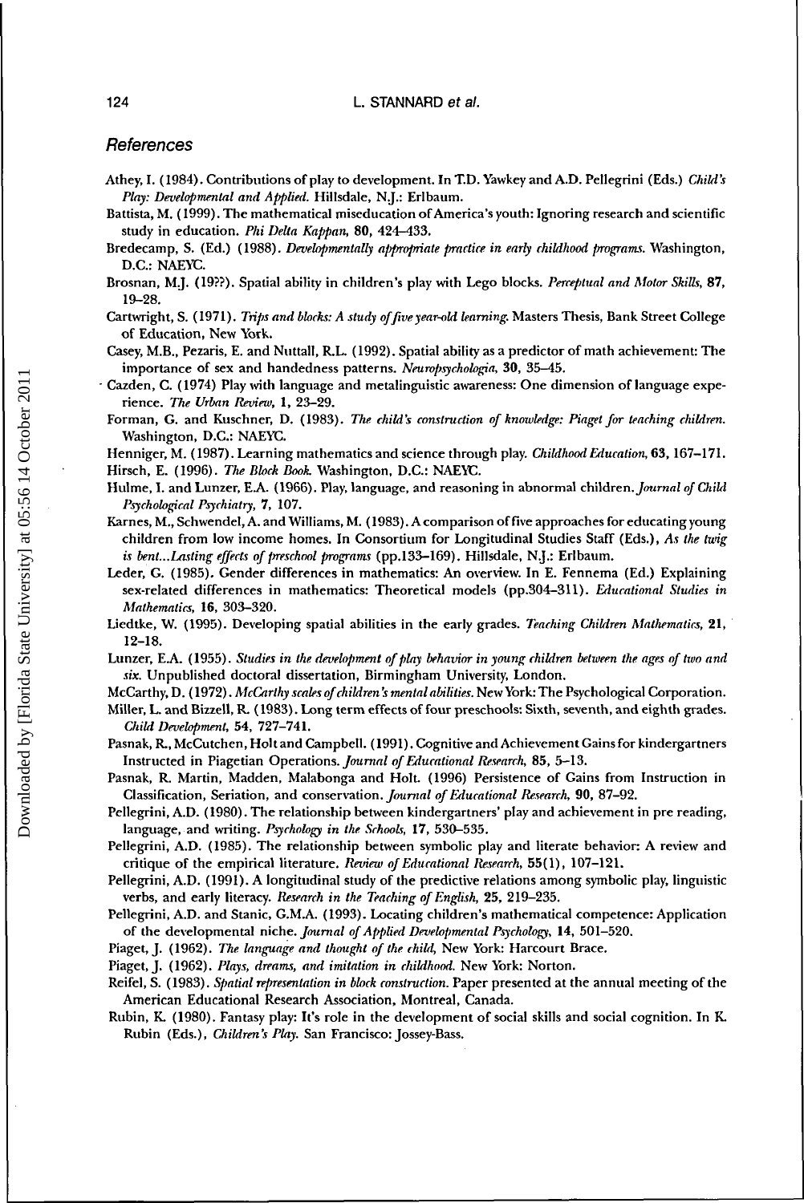## References

Athey, I. (1984). Contributions of play to development. In T.D. Yawkey and A.D. Pellegrini (Eds.) *Child's Play: Developmental and Applied.* Hillsdale, N.J.: Erlbaum.

Battista, M. (1999). The mathematical miseducation of America's youth: Ignoring research and scientific study in education. *Phi Delta Kappan*, **80**, 424–433.

Bredecamp, S. (Ed.) (1988). *Developmentally appropriate practice in early childhood programs.* Washington, D.C.: NAEYC.

Brosnan, M.J. (19??). Spatial ability in children's play with Lego blocks. *Perceptual and Motor Skills*, **87**, 19–28.

Cartwright, S. (1971). *Trips and blocks: A study of five year-old learning.* Masters Thesis, Bank Street College of Education, New York.

Casey, M.B., Pezaris, E. and Nuttall, R.L. (1992). Spatial ability as a predictor of math achievement: The importance of sex and handedness patterns. *Neuropsychologia*, **30**, 35–45.

Cazden, C. (1974) Play with language and metalinguistic awareness: One dimension of language experience. *The Urban Review*, **1**, 23–29.

Forman, G. and Kuschner, D. (1983). *The child's construction of knowledge: Piaget for teaching children.* Washington, D.C.: NAEYC.

Henniger, M. (1987). Learning mathematics and science through play. *Childhood Education*, **63**, 167–171.

Hirsch, E. (1996). *The Block Book.* Washington, D.C.: NAEYC.

Hulme, I. and Lunzer, E.A. (1966). Play, language, and reasoning in abnormal children. *Journal of Child Psychological Psychiatry*, **7**, 107.

Karnes, M., Schwendel, A. and Williams, M. (1983). A comparison of five approaches for educating young children from low income homes. In Consortium for Longitudinal Studies Staff (Eds.), *As the twig is bent...Lasting effects of preschool programs* (pp.133–169). Hillsdale, N.J.: Erlbaum.

Leder, G. (1985). Gender differences in mathematics: An overview. In E. Fennema (Ed.) Explaining sex-related differences in mathematics: Theoretical models (pp.304–311). *Educational Studies in Mathematics*, **16**, 303–320.

Liedtke, W. (1995). Developing spatial abilities in the early grades. *Teaching Children Mathematics*, **21**, 12–18.

Lunzer, E.A. (1955). *Studies in the development of play behavior in young children between the ages of two and six.* Unpublished doctoral dissertation, Birmingham University, London.

McCarthy, D. (1972). *McCarthy scales of children's mental abilities.* New York: The Psychological Corporation.

Miller, L. and Bizzell, R. (1983). Long term effects of four preschools: Sixth, seventh, and eighth grades. *Child Development*, **54**, 727–741.

Pasnak, R., McCutchen, Holt and Campbell. (1991). Cognitive and Achievement Gains for kindergartners Instructed in Piagetian Operations. *Journal of Educational Research*, **85**, 5–13.

Pasnak, R. Martin, Madden, Malabonga and Holt. (1996) Persistence of Gains from Instruction in Classification, Seriation, and conservation. *Journal of Educational Research*, **90**, 87–92.

Pellegrini, A.D. (1980). The relationship between kindergartners' play and achievement in pre reading, language, and writing. *Psychology in the Schools*, **17**, 530–535.

Pellegrini, A.D. (1985). The relationship between symbolic play and literate behavior: A review and critique of the empirical literature. *Review of Educational Research*, **55**(1), 107–121.

Pellegrini, A.D. (1991). A longitudinal study of the predictive relations among symbolic play, linguistic verbs, and early literacy. *Research in the Teaching of English*, **25**, 219–235.

Pellegrini, A.D. and Stanic, G.M.A. (1993). Locating children's mathematical competence: Application of the developmental niche. *Journal of Applied Developmental Psychology*, **14**, 501–520.

Piaget, J. (1962). *The language and thought of the child*, New York: Harcourt Brace.

Piaget, J. (1962). *Plays, dreams, and imitation in childhood.* New York: Norton.

Reifel, S. (1983). *Spatial representation in block construction.* Paper presented at the annual meeting of the American Educational Research Association, Montreal, Canada.

Rubin, K. (1980). Fantasy play: It's role in the development of social skills and social cognition. In K. Rubin (Eds.), *Children's Play.* San Francisco: Jossey-Bass.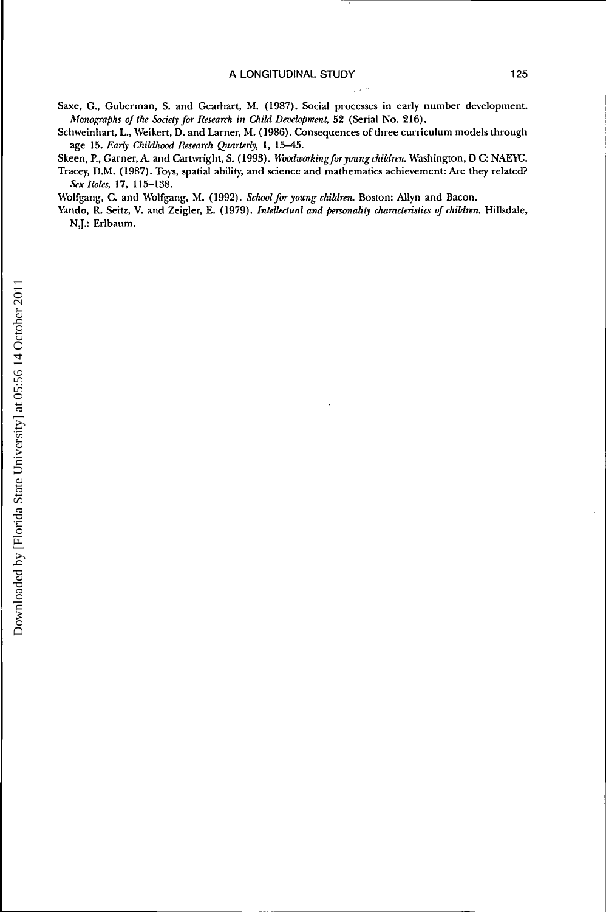Saxe, G., Guberman, S. and Gearhart, M. (1987). Social processes in early number development. *Monographs of the Society for Research in Child Development*, **52** (Serial No. 216).

Schweinhart, L., Weikert, D. and Larner, M. (1986). Consequences of three curriculum models through age 15. *Early Childhood Research Quarterly*, **1**, 15–45.

Skeen, P., Garner, A. and Cartwright, S. (1993). *Woodworking for young children*. Washington, D C: NAEYC.

Tracey, D.M. (1987). Toys, spatial ability, and science and mathematics achievement: Are they related? *Sex Roles*, **17**, 115–138.

Wolfgang, C. and Wolfgang, M. (1992). *School for young children*. Boston: Allyn and Bacon.

Yando, R. Seitz, V. and Zeigler, E. (1979). *Intellectual and personality characteristics of children*. Hillsdale, N.J.: Erlbaum.